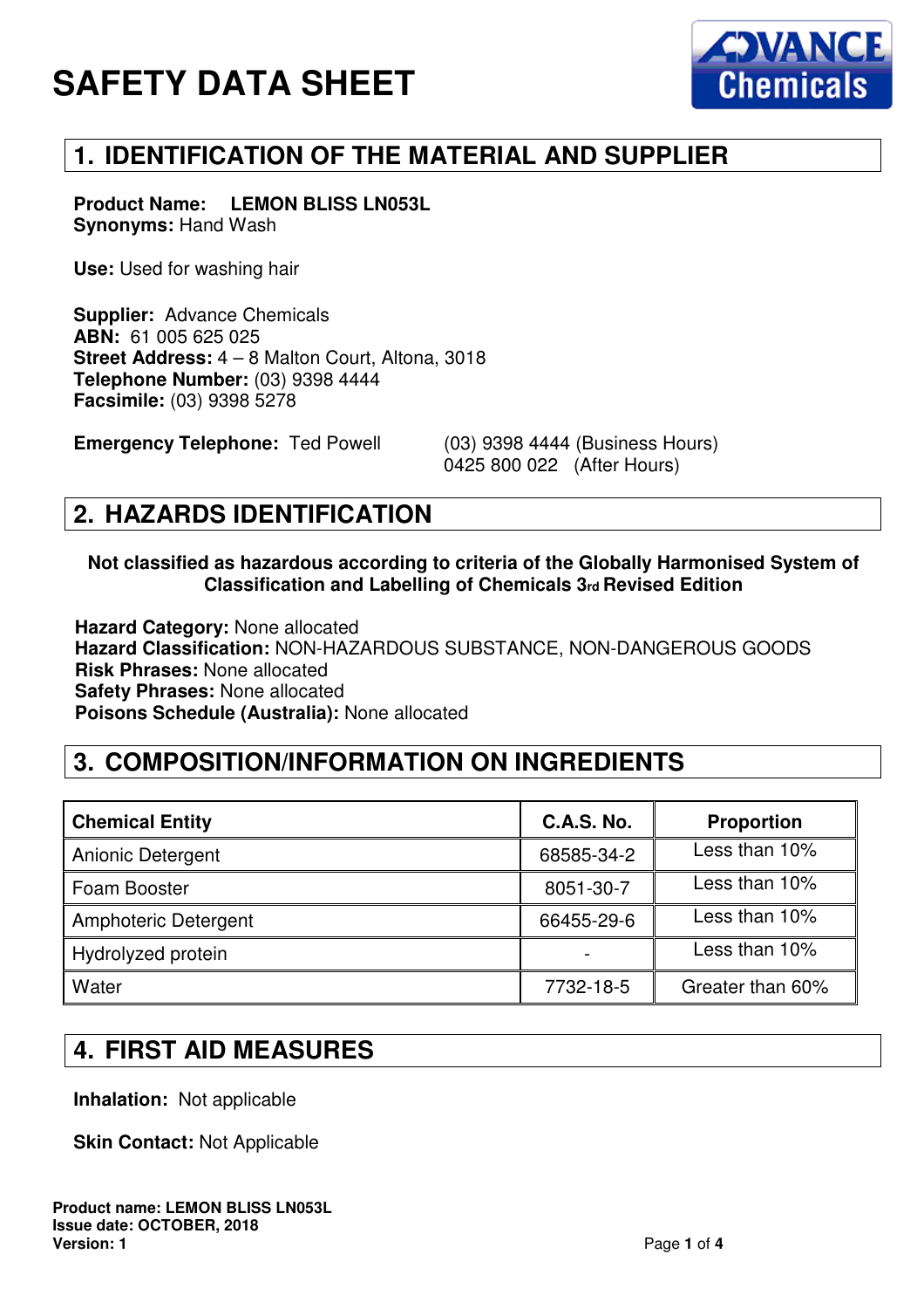# SAFETY DATA SHEET

## 1. IDENTIFICATION OF THE MATERIAL AND SUPPLIER

**Product Name:** **LEMON BLISS LN053L**
**Synonyms:** Hand Wash

**Use:** Used for washing hair

**Supplier:** Advance Chemicals
**ABN:** 61 005 625 025
**Street Address:** 4 – 8 Malton Court, Altona, 3018
**Telephone Number:** (03) 9398 4444
**Facsimile:** (03) 9398 5278

**Emergency Telephone:** Ted Powell (03) 9398 4444 (Business Hours)
0425 800 022 (After Hours)

## 2. HAZARDS IDENTIFICATION

**Not classified as hazardous according to criteria of the Globally Harmonised System of Classification and Labelling of Chemicals 3rd Revised Edition**

**Hazard Category:** None allocated
**Hazard Classification:** NON-HAZARDOUS SUBSTANCE, NON-DANGEROUS GOODS
**Risk Phrases:** None allocated
**Safety Phrases:** None allocated
**Poisons Schedule (Australia):** None allocated

## 3. COMPOSITION/INFORMATION ON INGREDIENTS

| Chemical Entity | C.A.S. No. | Proportion |
|---|---|---|
| Anionic Detergent | 68585-34-2 | Less than 10% |
| Foam Booster | 8051-30-7 | Less than 10% |
| Amphoteric Detergent | 66455-29-6 | Less than 10% |
| Hydrolyzed protein | - | Less than 10% |
| Water | 7732-18-5 | Greater than 60% |

## 4. FIRST AID MEASURES

**Inhalation:** Not applicable

**Skin Contact:** Not Applicable

**Product name: LEMON BLISS LN053L**
**Issue date: OCTOBER, 2018**
**Version: 1**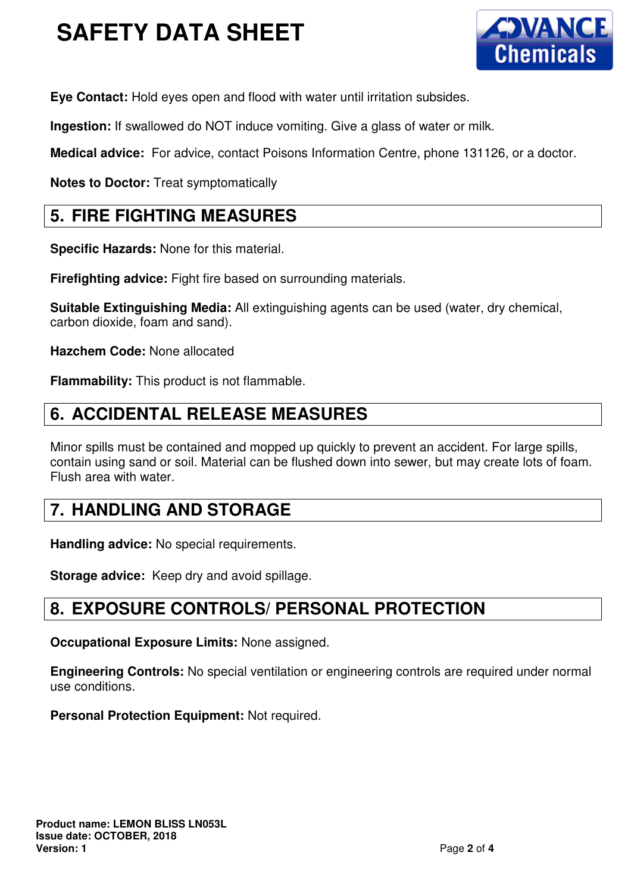**Eye Contact:** Hold eyes open and flood with water until irritation subsides.

**Ingestion:** If swallowed do NOT induce vomiting. Give a glass of water or milk.

**Medical advice:** For advice, contact Poisons Information Centre, phone 131126, or a doctor.

**Notes to Doctor:** Treat symptomatically

## 5. FIRE FIGHTING MEASURES

**Specific Hazards:** None for this material.

**Firefighting advice:** Fight fire based on surrounding materials.

**Suitable Extinguishing Media:** All extinguishing agents can be used (water, dry chemical, carbon dioxide, foam and sand).

**Hazchem Code:** None allocated

**Flammability:** This product is not flammable.

## 6. ACCIDENTAL RELEASE MEASURES

Minor spills must be contained and mopped up quickly to prevent an accident. For large spills, contain using sand or soil. Material can be flushed down into sewer, but may create lots of foam. Flush area with water.

## 7. HANDLING AND STORAGE

**Handling advice:** No special requirements.

**Storage advice:** Keep dry and avoid spillage.

## 8. EXPOSURE CONTROLS/ PERSONAL PROTECTION

**Occupational Exposure Limits:** None assigned.

**Engineering Controls:** No special ventilation or engineering controls are required under normal use conditions.

**Personal Protection Equipment:** Not required.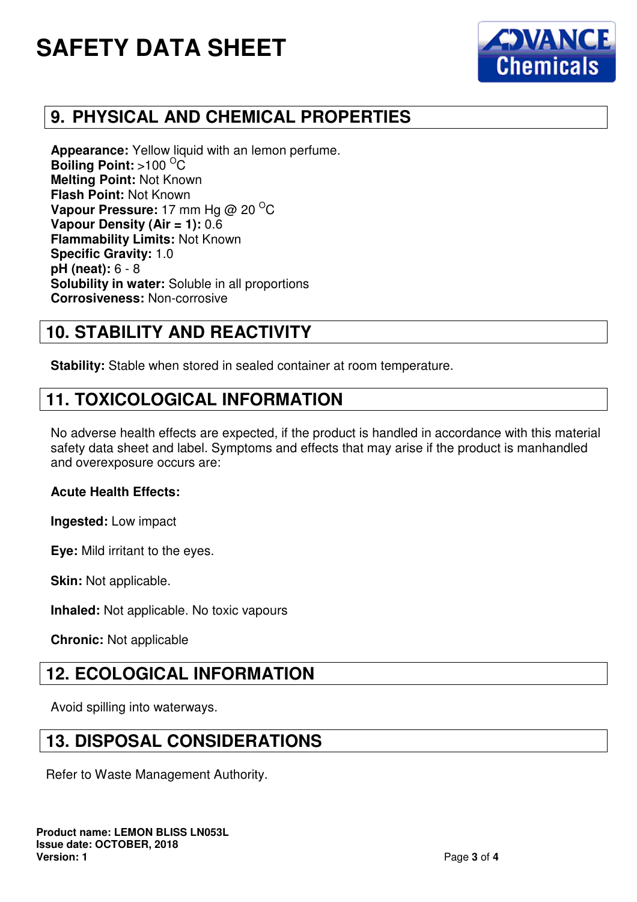# SAFETY DATA SHEET

## 9. PHYSICAL AND CHEMICAL PROPERTIES

**Appearance:** Yellow liquid with an lemon perfume.
**Boiling Point:** >100 $^{O}$C
**Melting Point:** Not Known
**Flash Point:** Not Known
**Vapour Pressure:** 17 mm Hg @ 20 $^{O}$C
**Vapour Density (Air = 1):** 0.6
**Flammability Limits:** Not Known
**Specific Gravity:** 1.0
**pH (neat):** 6 - 8
**Solubility in water:** Soluble in all proportions
**Corrosiveness:** Non-corrosive

## 10. STABILITY AND REACTIVITY

**Stability:** Stable when stored in sealed container at room temperature.

## 11. TOXICOLOGICAL INFORMATION

No adverse health effects are expected, if the product is handled in accordance with this material safety data sheet and label. Symptoms and effects that may arise if the product is manhandled and overexposure occurs are:

**Acute Health Effects:**

**Ingested:** Low impact

**Eye:** Mild irritant to the eyes.

**Skin:** Not applicable.

**Inhaled:** Not applicable. No toxic vapours

**Chronic:** Not applicable

## 12. ECOLOGICAL INFORMATION

Avoid spilling into waterways.

## 13. DISPOSAL CONSIDERATIONS

Refer to Waste Management Authority.

**Product name: LEMON BLISS LN053L**
**Issue date: OCTOBER, 2018**
**Version: 1**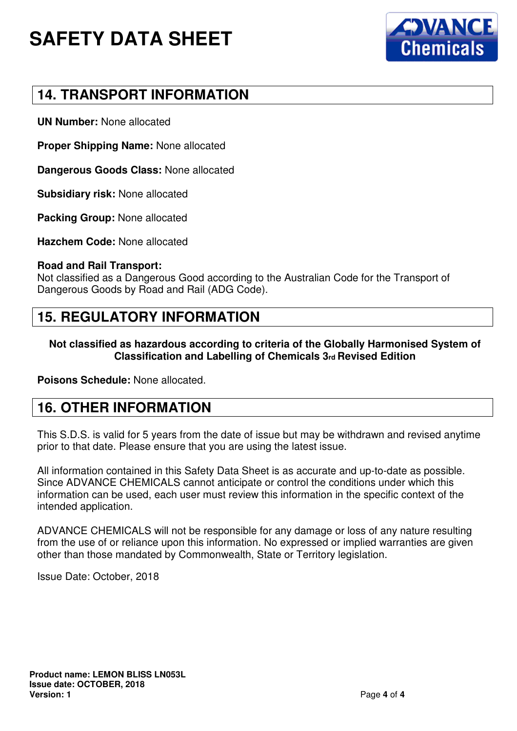## 14. TRANSPORT INFORMATION

**UN Number:** None allocated

**Proper Shipping Name:** None allocated

**Dangerous Goods Class:** None allocated

**Subsidiary risk:** None allocated

**Packing Group:** None allocated

**Hazchem Code:** None allocated

**Road and Rail Transport:**
Not classified as a Dangerous Good according to the Australian Code for the Transport of Dangerous Goods by Road and Rail (ADG Code).

## 15. REGULATORY INFORMATION

**Not classified as hazardous according to criteria of the Globally Harmonised System of Classification and Labelling of Chemicals 3rd Revised Edition**

**Poisons Schedule:** None allocated.

## 16. OTHER INFORMATION

This S.D.S. is valid for 5 years from the date of issue but may be withdrawn and revised anytime prior to that date. Please ensure that you are using the latest issue.

All information contained in this Safety Data Sheet is as accurate and up-to-date as possible. Since ADVANCE CHEMICALS cannot anticipate or control the conditions under which this information can be used, each user must review this information in the specific context of the intended application.

ADVANCE CHEMICALS will not be responsible for any damage or loss of any nature resulting from the use of or reliance upon this information. No expressed or implied warranties are given other than those mandated by Commonwealth, State or Territory legislation.

Issue Date: October, 2018